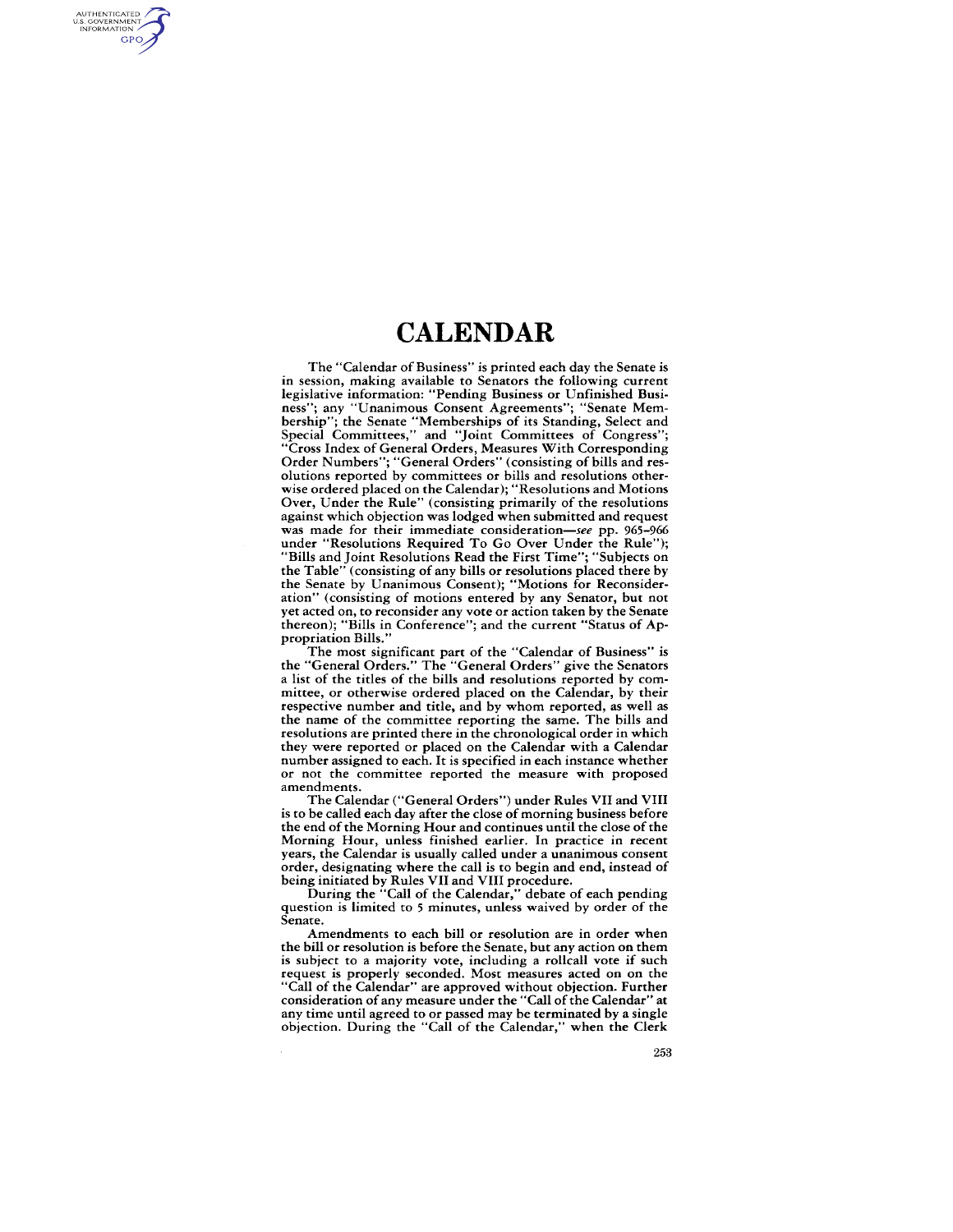# CALENDAR

The "Calendar of Business" is printed each day the Senate is in session, making available to Senators the following current legislative information: "Pending Business or Unfinished Business"; any "Unanimous Consent Agreements"; "Senate Membership"; the Senate "Memberships of its Standing, Select and Special Committees," and "Joint Committees of Congress"; "Cross Index of General Orders, Measures With Corresponding Order Numbers"; "General Orders" (consisting of bills and resolutions reported by committees or bills and resolutions otherwise ordered placed on the Calendar); "Resolutions and Motions Over, Under the Rule" (consisting primarily of the resolutions against which objection was lodged when submitted and request was made for their immediate consideration—*see* pp. 965–966 under "Resolutions Required To Go Over Under the Rule"); "Bills and Joint Resolutions Read the First Time"; "Subjects on the Table" (consisting of any bills or resolutions placed there by the Senate by Unanimous Consent); "Motions for Reconsideration" (consisting of motions entered by any Senator, but not yet acted on, to reconsider any vote or action taken by the Senate thereon); "Bills in Conference"; and the current "Status of Appropriation Bills."

The most significant part of the "Calendar of Business" is the "General Orders." The "General Orders" give the Senators a list of the titles of the bills and resolutions reported by committee, or otherwise ordered placed on the Calendar, by their respective number and title, and by whom reported, as well as the name of the committee reporting the same. The bills and resolutions are printed there in the chronological order in which they were reported or placed on the Calendar with a Calendar number assigned to each. It is specified in each instance whether or not the committee reported the measure with proposed amendments.

The Calendar ("General Orders") under Rules VII and VIII is to be called each day after the close of morning business before the end of the Morning Hour and continues until the close of the Morning Hour, unless finished earlier. In practice in recent years, the Calendar is usually called under a unanimous consent order, designating where the call is to begin and end, instead of being initiated by Rules VII and VIII procedure.

During the "Call of the Calendar," debate of each pending question is limited to 5 minutes, unless waived by order of the Senate.

Amendments to each bill or resolution are in order when the bill or resolution is before the Senate, but any action on them is subject to a majority vote, including a rollcall vote if such request is properly seconded. Most measures acted on on the "Call of the Calendar" are approved without objection. Further consideration of any measure under the "Call of the Calendar" at any time until agreed to or passed may be terminated by a single objection. During the "Call of the Calendar," when the Clerk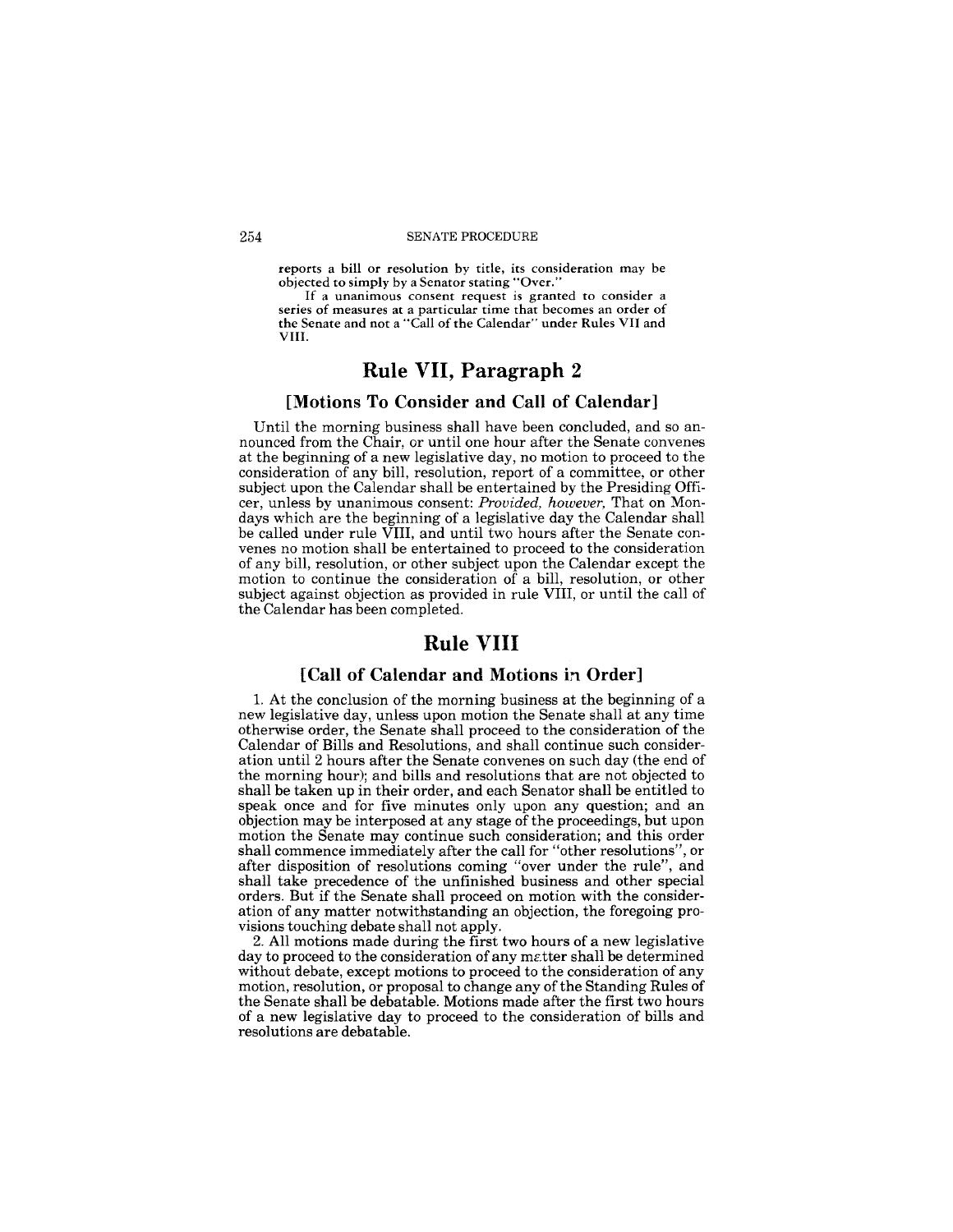reports a bill or resolution by title, its consideration may be objected to simply by a Senator stating "Over."

If a unanimous consent request is granted to consider a series of measures at a particular time that becomes an order of the Senate and not a "Call of the Calendar" under Rules VII and VIII.

## Rule VII, Paragraph 2

### [Motions To Consider and Call of Calendar]

Until the morning business shall have been concluded, and so announced from the Chair, or until one hour after the Senate convenes at the beginning of a new legislative day, no motion to proceed to the consideration of any bill, resolution, report of a committee, or other subject upon the Calendar shall be entertained by the Presiding Officer, unless by unanimous consent: *Provided, however,* That on Mondays which are the beginning of a legislative day the Calendar shall be called under rule VIII, and until two hours after the Senate convenes no motion shall be entertained to proceed to the consideration of any bill, resolution, or other subject upon the Calendar except the motion to continue the consideration of a bill, resolution, or other subject against objection as provided in rule VIII, or until the call of the Calendar has been completed.

## Rule VIII

### [Call of Calendar and Motions in Order]

1. At the conclusion of the morning business at the beginning of a new legislative day, unless upon motion the Senate shall at any time otherwise order, the Senate shall proceed to the consideration of the Calendar of Bills and Resolutions, and shall continue such consideration until 2 hours after the Senate convenes on such day (the end of the morning hour); and bills and resolutions that are not objected to shall be taken up in their order, and each Senator shall be entitled to speak once and for five minutes only upon any question; and an objection may be interposed at any stage of the proceedings, but upon motion the Senate may continue such consideration; and this order shall commence immediately after the call for "other resolutions", or after disposition of resolutions coming "over under the rule", and shall take precedence of the unfinished business and other special orders. But if the Senate shall proceed on motion with the consideration of any matter notwithstanding an objection, the foregoing provisions touching debate shall not apply.

2. All motions made during the first two hours of a new legislative day to proceed to the consideration of any matter shall be determined without debate, except motions to proceed to the consideration of any motion, resolution, or proposal to change any of the Standing Rules of the Senate shall be debatable. Motions made after the first two hours of a new legislative day to proceed to the consideration of bills and resolutions are debatable.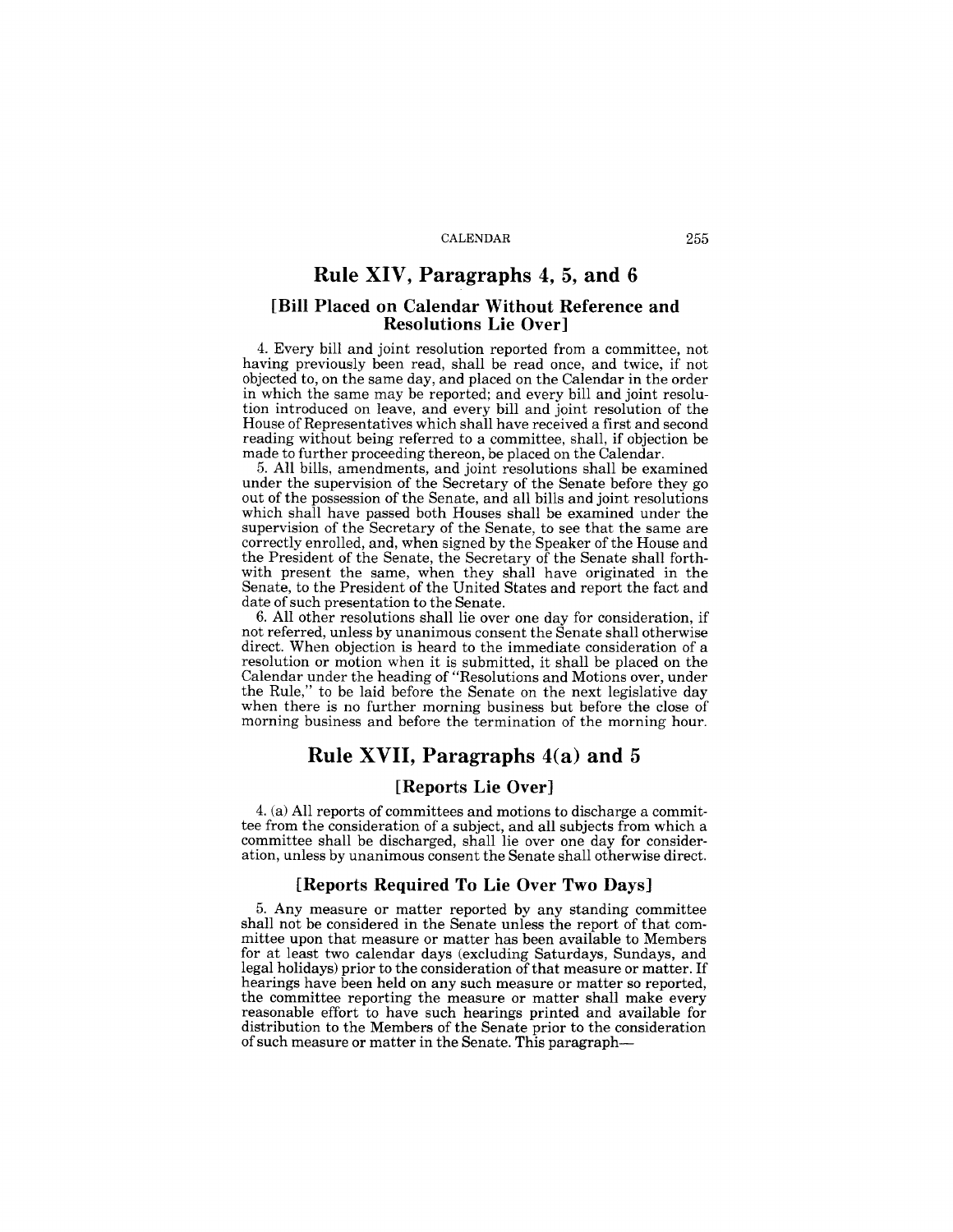## Rule XIV, Paragraphs 4, 5, and 6

### [Bill Placed on Calendar Without Reference and Resolutions Lie Over]

4. Every bill and joint resolution reported from a committee, not having previously been read, shall be read once, and twice, if not objected to, on the same day, and placed on the Calendar in the order in which the same may be reported; and every bill and joint resolution introduced on leave, and every bill and joint resolution of the House of Representatives which shall have received a first and second reading without being referred to a committee, shall, if objection be made to further proceeding thereon, be placed on the Calendar.

5. All bills, amendments, and joint resolutions shall be examined under the supervision of the Secretary of the Senate before they go out of the possession of the Senate, and all bills and joint resolutions which shall have passed both Houses shall be examined under the supervision of the Secretary of the Senate, to see that the same are correctly enrolled, and, when signed by the Speaker of the House and the President of the Senate, the Secretary of the Senate shall forthwith present the same, when they shall have originated in the Senate, to the President of the United States and report the fact and date of such presentation to the Senate.

6. All other resolutions shall lie over one day for consideration, if not referred, unless by unanimous consent the Senate shall otherwise direct. When objection is heard to the immediate consideration of a resolution or motion when it is submitted, it shall be placed on the Calendar under the heading of "Resolutions and Motions over, under the Rule," to be laid before the Senate on the next legislative day when there is no further morning business but before the close of morning business and before the termination of the morning hour.

## Rule XVII, Paragraphs 4(a) and 5

### [Reports Lie Over]

4. (a) All reports of committees and motions to discharge a committee from the consideration of a subject, and all subjects from which a committee shall be discharged, shall lie over one day for consideration, unless by unanimous consent the Senate shall otherwise direct.

### [Reports Required To Lie Over Two Days]

5. Any measure or matter reported by any standing committee shall not be considered in the Senate unless the report of that committee upon that measure or matter has been available to Members for at least two calendar days (excluding Saturdays, Sundays, and legal holidays) prior to the consideration of that measure or matter. If hearings have been held on any such measure or matter so reported, the committee reporting the measure or matter shall make every reasonable effort to have such hearings printed and available for distribution to the Members of the Senate prior to the consideration of such measure or matter in the Senate. This paragraph—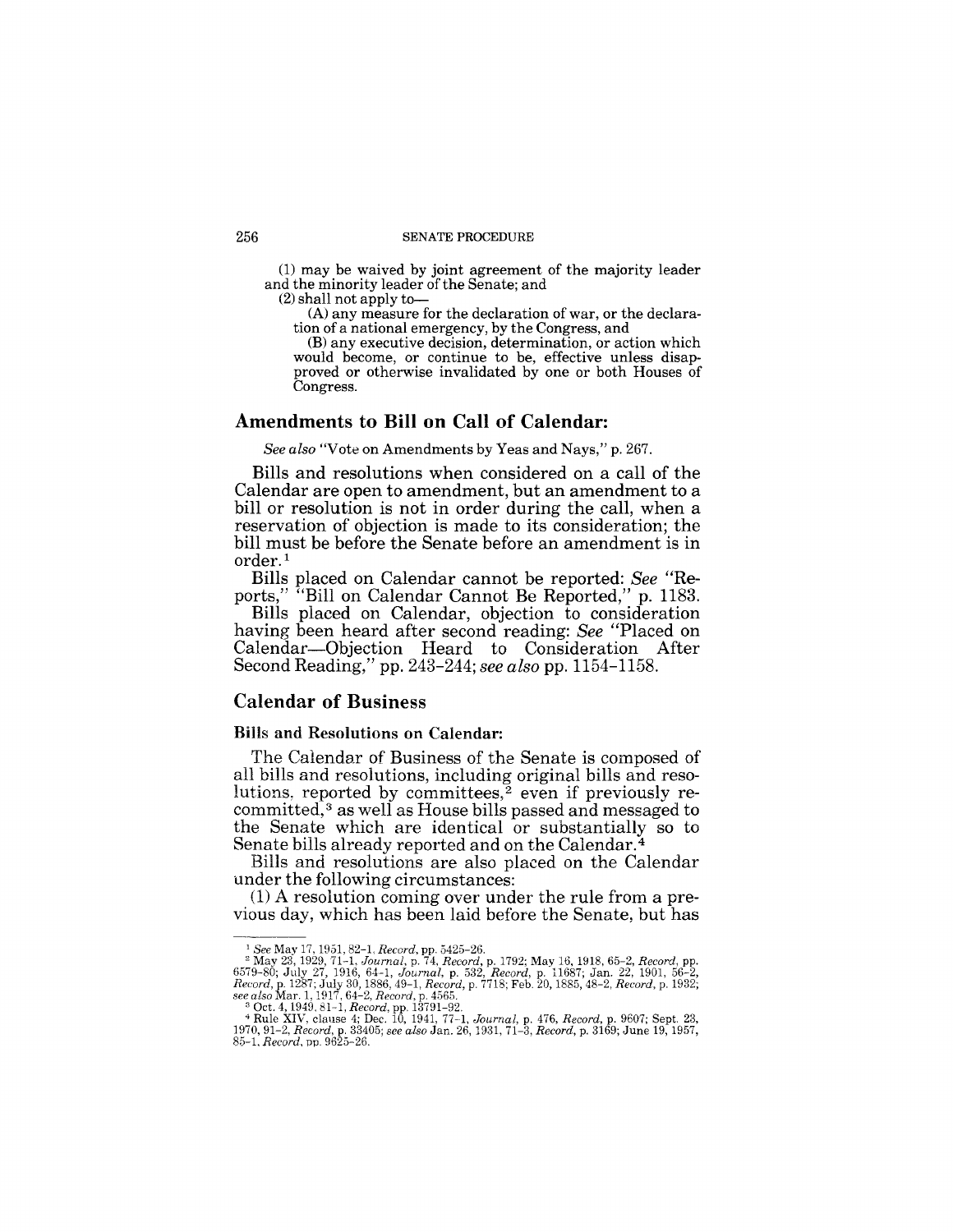(1) may be waived by joint agreement of the majority leader and the minority leader of the Senate; and

(2) shall not apply to—

(A) any measure for the declaration of war, or the declaration of a national emergency, by the Congress, and

(B) any executive decision, determination, or action which would become, or continue to be, effective unless disapproved or otherwise invalidated by one or both Houses of Congress.

## Amendments to Bill on Call of Calendar:

*See also* "Vote on Amendments by Yeas and Nays," p. 267.

Bills and resolutions when considered on a call of the Calendar are open to amendment, but an amendment to a bill or resolution is not in order during the call, when a reservation of objection is made to its consideration; the bill must be before the Senate before an amendment is in order.[1]

Bills placed on Calendar cannot be reported: *See* "Reports," "Bill on Calendar Cannot Be Reported," p. 1183.

Bills placed on Calendar, objection to consideration having been heard after second reading: *See* "Placed on Calendar—Objection Heard to Consideration After Second Reading," pp. 243–244; *see also* pp. 1154–1158.

## Calendar of Business

### Bills and Resolutions on Calendar:

The Calendar of Business of the Senate is composed of all bills and resolutions, including original bills and resolutions, reported by committees,[2] even if previously recommitted,[3] as well as House bills passed and messaged to the Senate which are identical or substantially so to Senate bills already reported and on the Calendar.[4]

Bills and resolutions are also placed on the Calendar under the following circumstances:

(1) A resolution coming over under the rule from a previous day, which has been laid before the Senate, but has

---

[1] *See* May 17, 1951, 82–1, *Record*, pp. 5425–26.

[2] May 23, 1929, 71–1, *Journal*, p. 74, *Record*, p. 1792; May 16, 1918, 65–2, *Record*, pp. 6579–80; July 27, 1916, 64–1, *Journal*, p. 532, *Record*, p. 11687; Jan. 22, 1901, 56–2, *Record*, p. 1287; July 30, 1886, 49–1, *Record*, p. 7718; Feb. 20, 1885, 48–2, *Record*, p. 1932; *see also* Mar. 1, 1917, 64–2, *Record*, p. 4565.

[3] Oct. 4, 1949, 81–1, *Record*, pp. 13791–92.

[4] Rule XIV, clause 4; Dec. 10, 1941, 77–1, *Journal*, p. 476, *Record*, p. 9607; Sept. 23, 1970, 91–2, *Record*, p. 33405; *see also* Jan. 26, 1931, 71–3, *Record*, p. 3169; June 19, 1957, 85–1, *Record*, pp. 9625–26.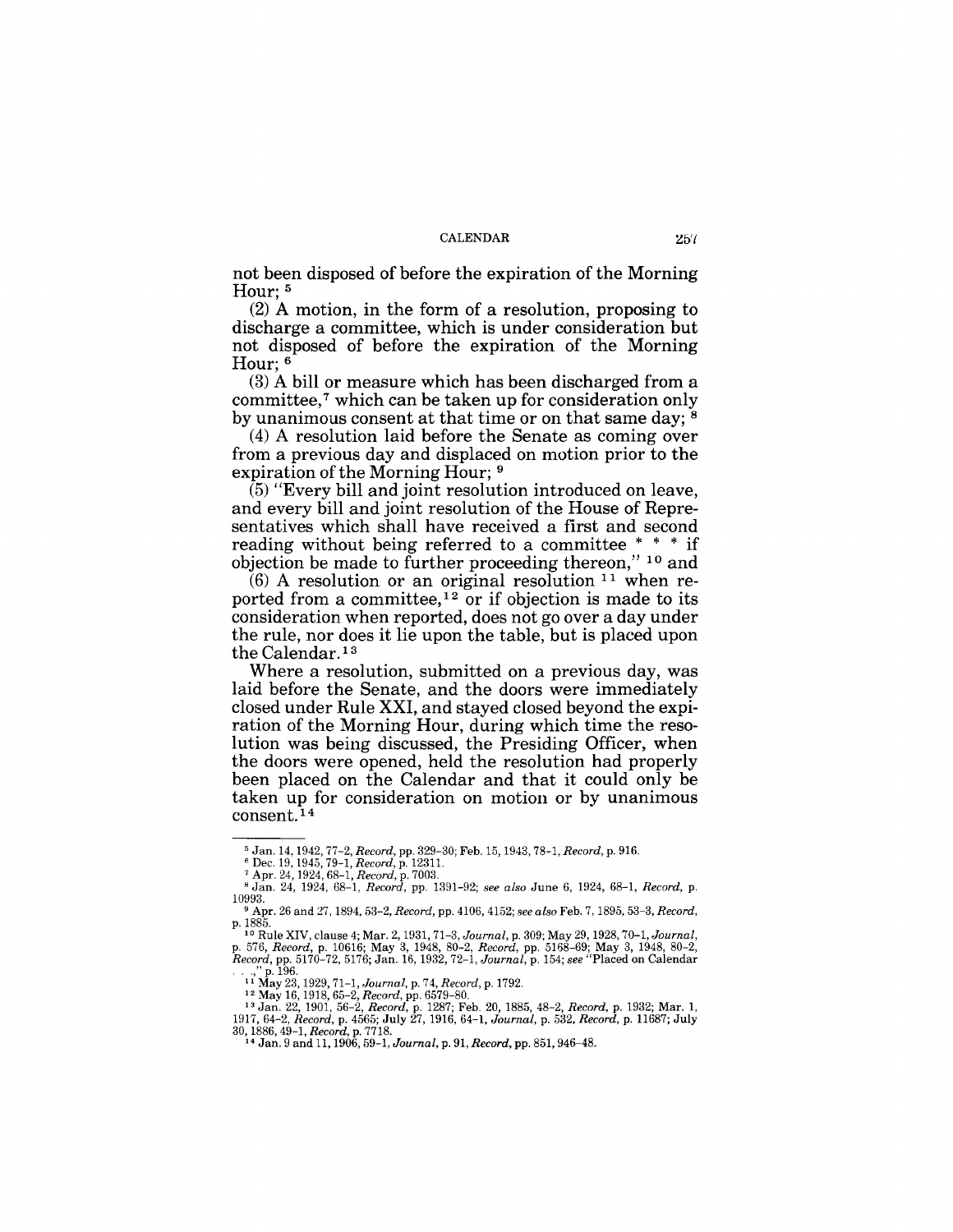not been disposed of before the expiration of the Morning Hour; [5]

(2) A motion, in the form of a resolution, proposing to discharge a committee, which is under consideration but not disposed of before the expiration of the Morning Hour; [6]

(3) A bill or measure which has been discharged from a committee,[7] which can be taken up for consideration only by unanimous consent at that time or on that same day; [8]

(4) A resolution laid before the Senate as coming over from a previous day and displaced on motion prior to the expiration of the Morning Hour; [9]

(5) "Every bill and joint resolution introduced on leave, and every bill and joint resolution of the House of Representatives which shall have received a first and second reading without being referred to a committee * * * if objection be made to further proceeding thereon," [10] and

(6) A resolution or an original resolution [11] when reported from a committee,[12] or if objection is made to its consideration when reported, does not go over a day under the rule, nor does it lie upon the table, but is placed upon the Calendar.[13]

Where a resolution, submitted on a previous day, was laid before the Senate, and the doors were immediately closed under Rule XXI, and stayed closed beyond the expiration of the Morning Hour, during which time the resolution was being discussed, the Presiding Officer, when the doors were opened, held the resolution had properly been placed on the Calendar and that it could only be taken up for consideration on motion or by unanimous consent.[14]

---

[5] Jan. 14, 1942, 77-2, *Record*, pp. 329-30; Feb. 15, 1943, 78-1, *Record*, p. 916.

[6] Dec. 19, 1945, 79-1, *Record*, p. 12311.

[7] Apr. 24, 1924, 68-1, *Record*, p. 7003.

[8] Jan. 24, 1924, 68-1, *Record*, pp. 1391-92; *see also* June 6, 1924, 68-1, *Record*, p. 10993.

[9] Apr. 26 and 27, 1894, 53-2, *Record*, pp. 4106, 4152; *see also* Feb. 7, 1895, 53-3, *Record*, p. 1885.

[10] Rule XIV, clause 4; Mar. 2, 1931, 71-3, *Journal*, p. 309; May 29, 1928, 70-1, *Journal*, p. 576, *Record*, p. 10616; May 3, 1948, 80-2, *Record*, pp. 5168-69; May 3, 1948, 80-2, *Record*, pp. 5170-72, 5176; Jan. 16, 1932, 72-1, *Journal*, p. 154; *see* "Placed on Calendar . . .," p. 196.

[11] May 23, 1929, 71-1, *Journal*, p. 74, *Record*, p. 1792.

[12] May 16, 1918, 65-2, *Record*, pp. 6579-80.

[13] Jan. 22, 1901, 56-2, *Record*, p. 1287; Feb. 20, 1885, 48-2, *Record*, p. 1932; Mar. 1, 1917, 64-2, *Record*, p. 4565; July 27, 1916, 64-1, *Journal*, p. 532, *Record*, p. 11687; July 30, 1886, 49-1, *Record*, p. 7718.

[14] Jan. 9 and 11, 1906, 59-1, *Journal*, p. 91, *Record*, pp. 851, 946-48.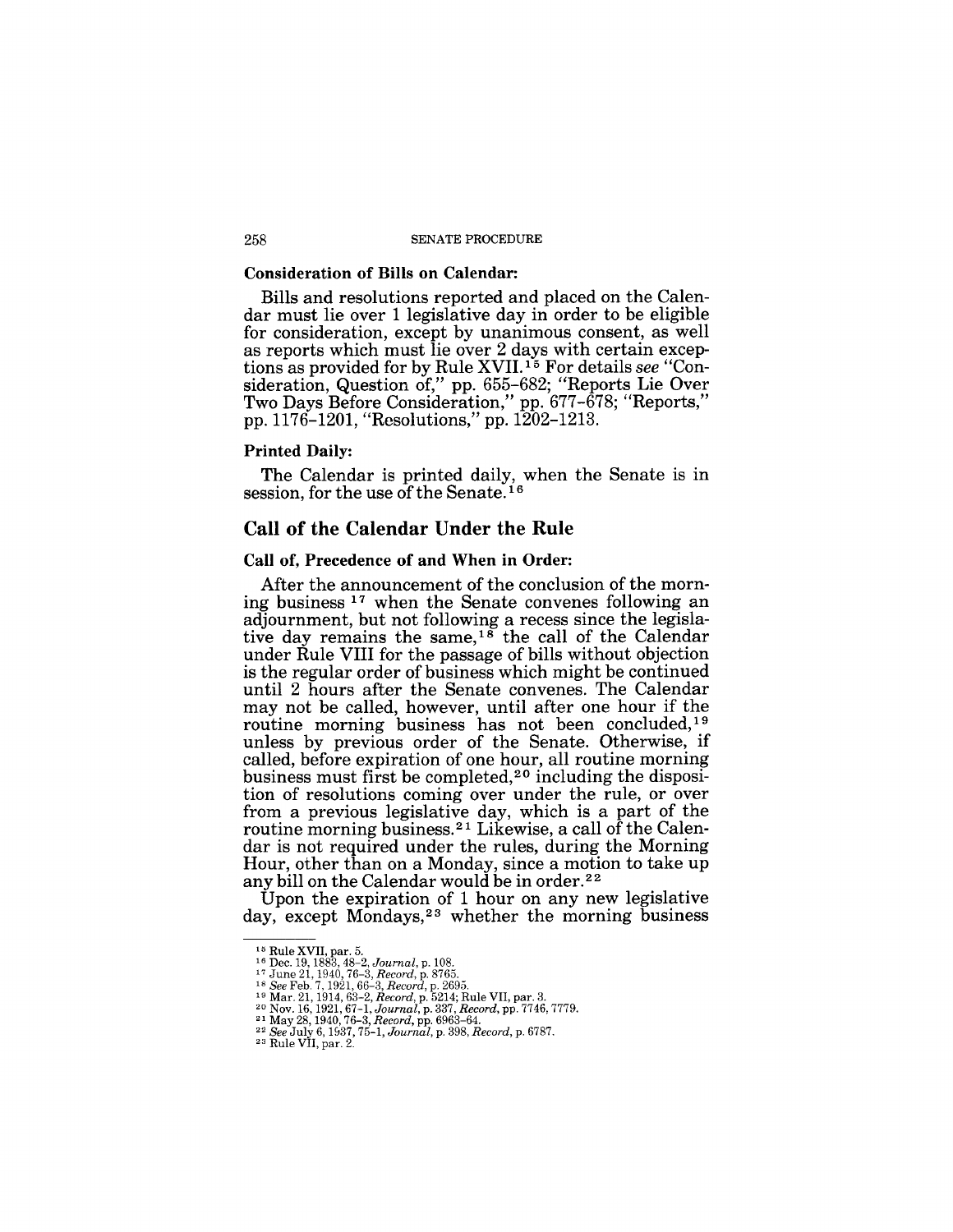### Consideration of Bills on Calendar:

Bills and resolutions reported and placed on the Calendar must lie over 1 legislative day in order to be eligible for consideration, except by unanimous consent, as well as reports which must lie over 2 days with certain exceptions as provided for by Rule XVII.[15] For details *see* "Consideration, Question of," pp. 655–682; "Reports Lie Over Two Days Before Consideration," pp. 677–678; "Reports," pp. 1176–1201, "Resolutions," pp. 1202–1213.

### Printed Daily:

The Calendar is printed daily, when the Senate is in session, for the use of the Senate.[16]

## Call of the Calendar Under the Rule

### Call of, Precedence of and When in Order:

After the announcement of the conclusion of the morning business [17] when the Senate convenes following an adjournment, but not following a recess since the legislative day remains the same,[18] the call of the Calendar under Rule VIII for the passage of bills without objection is the regular order of business which might be continued until 2 hours after the Senate convenes. The Calendar may not be called, however, until after one hour if the routine morning business has not been concluded,[19] unless by previous order of the Senate. Otherwise, if called, before expiration of one hour, all routine morning business must first be completed,[20] including the disposition of resolutions coming over under the rule, or over from a previous legislative day, which is a part of the routine morning business.[21] Likewise, a call of the Calendar is not required under the rules, during the Morning Hour, other than on a Monday, since a motion to take up any bill on the Calendar would be in order.[22]

Upon the expiration of 1 hour on any new legislative day, except Mondays,[23] whether the morning business

---

[15] Rule XVII, par. 5.
[16] Dec. 19, 1883, 48–2, *Journal*, p. 108.
[17] June 21, 1940, 76–3, *Record*, p. 8765.
[18] *See* Feb. 7, 1921, 66–3, *Record*, p. 2695.
[19] Mar. 21, 1914, 63–2, *Record*, p. 5214; Rule VII, par. 3.
[20] Nov. 16, 1921, 67–1, *Journal*, p. 337, *Record*, pp. 7746, 7779.
[21] May 28, 1940, 76–3, *Record*, pp. 6963–64.
[22] *See* July 6, 1937, 75–1, *Journal*, p. 398, *Record*, p. 6787.
[23] Rule VII, par. 2.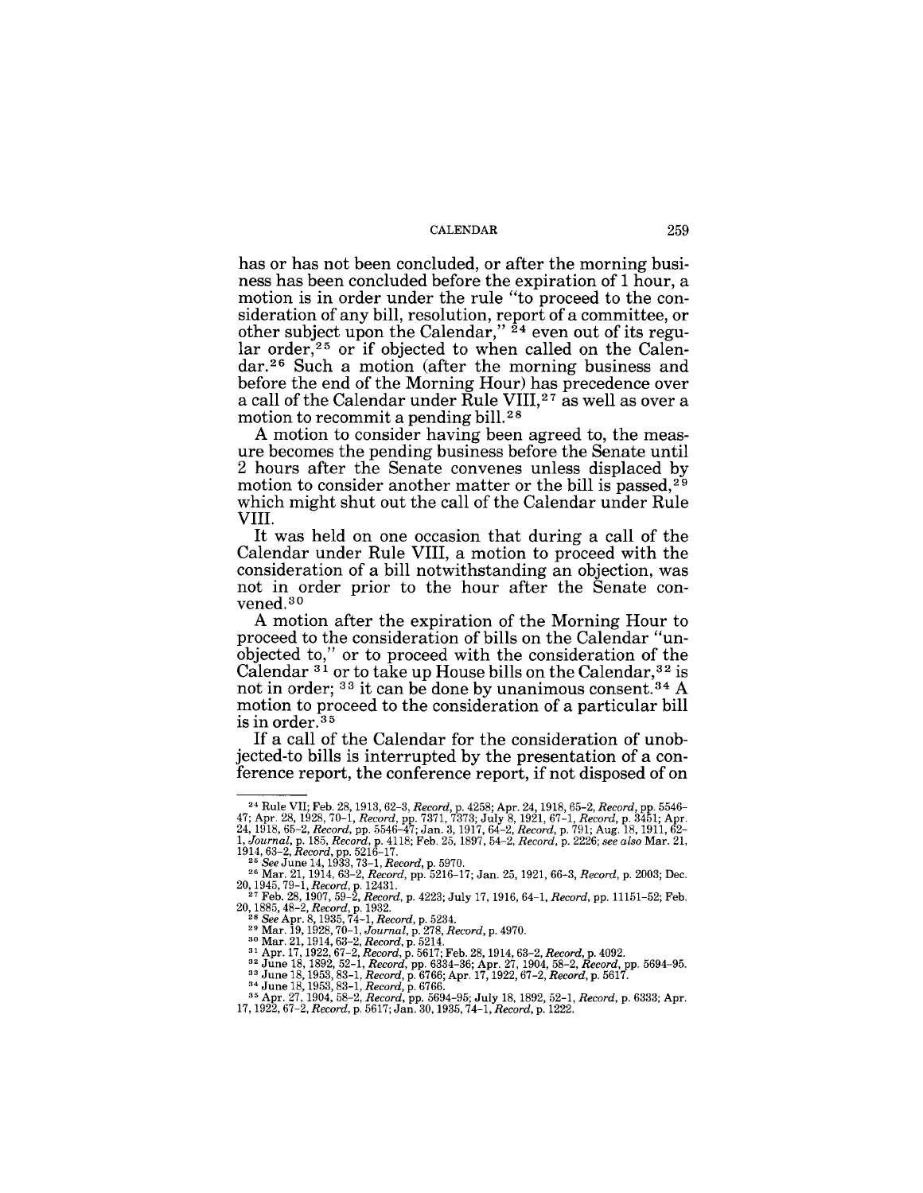has or has not been concluded, or after the morning business has been concluded before the expiration of 1 hour, a motion is in order under the rule "to proceed to the consideration of any bill, resolution, report of a committee, or other subject upon the Calendar," [24] even out of its regular order,[25] or if objected to when called on the Calendar.[26] Such a motion (after the morning business and before the end of the Morning Hour) has precedence over a call of the Calendar under Rule VIII,[27] as well as over a motion to recommit a pending bill.[28]

A motion to consider having been agreed to, the measure becomes the pending business before the Senate until 2 hours after the Senate convenes unless displaced by motion to consider another matter or the bill is passed,[29] which might shut out the call of the Calendar under Rule VIII.

It was held on one occasion that during a call of the Calendar under Rule VIII, a motion to proceed with the consideration of a bill notwithstanding an objection, was not in order prior to the hour after the Senate convened.[30]

A motion after the expiration of the Morning Hour to proceed to the consideration of bills on the Calendar "unobjected to," or to proceed with the consideration of the Calendar [31] or to take up House bills on the Calendar,[32] is not in order; [33] it can be done by unanimous consent.[34] A motion to proceed to the consideration of a particular bill is in order.[35]

If a call of the Calendar for the consideration of unobjected-to bills is interrupted by the presentation of a conference report, the conference report, if not disposed of on

---

[24] Rule VII; Feb. 28, 1913, 62–3, *Record*, p. 4258; Apr. 24, 1918, 65–2, *Record*, pp. 5546–47; Apr. 28, 1928, 70–1, *Record*, pp. 7371, 7373; July 8, 1921, 67–1, *Record*, p. 3451; Apr. 24, 1918, 65–2, *Record*, pp. 5546–47; Jan. 3, 1917, 64–2, *Record*, p. 791; Aug. 18, 1911, 62–1, *Journal*, p. 185, *Record*, p. 4118; Feb. 25, 1897, 54–2, *Record*, p. 2226; *see also* Mar. 21, 1914, 63–2, *Record*, pp. 5216–17.

[25] *See* June 14, 1933, 73–1, *Record*, p. 5970.

[26] Mar. 21, 1914, 63–2, *Record*, pp. 5216–17; Jan. 25, 1921, 66–3, *Record*, p. 2003; Dec. 20, 1945, 79–1, *Record*, p. 12431.

[27] Feb. 28, 1907, 59–2, *Record*, p. 4223; July 17, 1916, 64–1, *Record*, pp. 11151–52; Feb. 20, 1885, 48–2, *Record*, p. 1932.

[28] *See* Apr. 8, 1935, 74–1, *Record*, p. 5234.

[29] Mar. 19, 1928, 70–1, *Journal*, p. 278, *Record*, p. 4970.

[30] Mar. 21, 1914, 63–2, *Record*, p. 5214.

[31] Apr. 17, 1922, 67–2, *Record*, p. 5617; Feb. 28, 1914, 63–2, *Record*, p. 4092.

[32] June 18, 1892, 52–1, *Record*, pp. 6334–36; Apr. 27, 1904, 58–2, *Record*, pp. 5694–95.

[33] June 18, 1953, 83–1, *Record*, p. 6766; Apr. 17, 1922, 67–2, *Record*, p. 5617.

[34] June 18, 1953, 83–1, *Record*, p. 6766.

[35] Apr. 27, 1904, 58–2, *Record*, pp. 5694–95; July 18, 1892, 52–1, *Record*, p. 6333; Apr. 17, 1922, 67–2, *Record*, p. 5617; Jan. 30, 1935, 74–1, *Record*, p. 1222.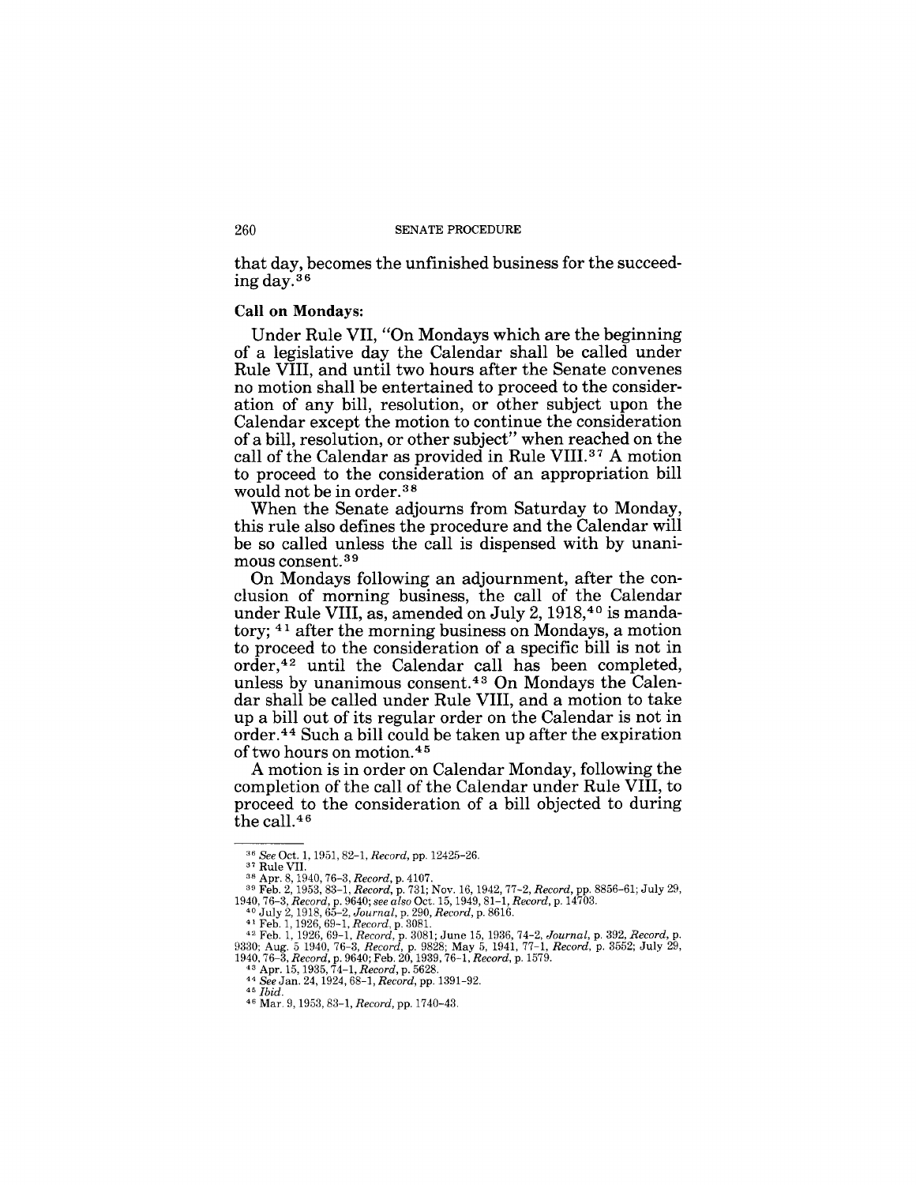that day, becomes the unfinished business for the succeeding day.[36]

**Call on Mondays:**

Under Rule VII, "On Mondays which are the beginning of a legislative day the Calendar shall be called under Rule VIII, and until two hours after the Senate convenes no motion shall be entertained to proceed to the consideration of any bill, resolution, or other subject upon the Calendar except the motion to continue the consideration of a bill, resolution, or other subject" when reached on the call of the Calendar as provided in Rule VIII.[37] A motion to proceed to the consideration of an appropriation bill would not be in order.[38]

When the Senate adjourns from Saturday to Monday, this rule also defines the procedure and the Calendar will be so called unless the call is dispensed with by unanimous consent.[39]

On Mondays following an adjournment, after the conclusion of morning business, the call of the Calendar under Rule VIII, as, amended on July 2, 1918,[40] is mandatory; [41] after the morning business on Mondays, a motion to proceed to the consideration of a specific bill is not in order,[42] until the Calendar call has been completed, unless by unanimous consent.[43] On Mondays the Calendar shall be called under Rule VIII, and a motion to take up a bill out of its regular order on the Calendar is not in order.[44] Such a bill could be taken up after the expiration of two hours on motion.[45]

A motion is in order on Calendar Monday, following the completion of the call of the Calendar under Rule VIII, to proceed to the consideration of a bill objected to during the call.[46]

---

[36] *See* Oct. 1, 1951, 82-1, *Record*, pp. 12425-26.

[37] Rule VII.

[38] Apr. 8, 1940, 76-3, *Record*, p. 4107.

[39] Feb. 2, 1953, 83-1, *Record*, p. 731; Nov. 16, 1942, 77-2, *Record*, pp. 8856-61; July 29, 1940, 76-3, *Record*, p. 9640; *see also* Oct. 15, 1949, 81-1, *Record*, p. 14703.

[40] July 2, 1918, 65-2, *Journal*, p. 290, *Record*, p. 8616.

[41] Feb. 1, 1926, 69-1, *Record*, p. 3081.

[42] Feb. 1, 1926, 69-1, *Record*, p. 3081; June 15, 1936, 74-2, *Journal*, p. 392, *Record*, p. 9330; Aug. 5 1940, 76-3, *Record*, p. 9828; May 5, 1941, 77-1, *Record*, p. 3552; July 29, 1940, 76-3, *Record*, p. 9640; Feb. 20, 1939, 76-1, *Record*, p. 1579.

[43] Apr. 15, 1935, 74-1, *Record*, p. 5628.

[44] *See* Jan. 24, 1924, 68-1, *Record*, pp. 1391-92.

[45] *Ibid.*

[46] Mar. 9, 1953, 83-1, *Record*, pp. 1740-43.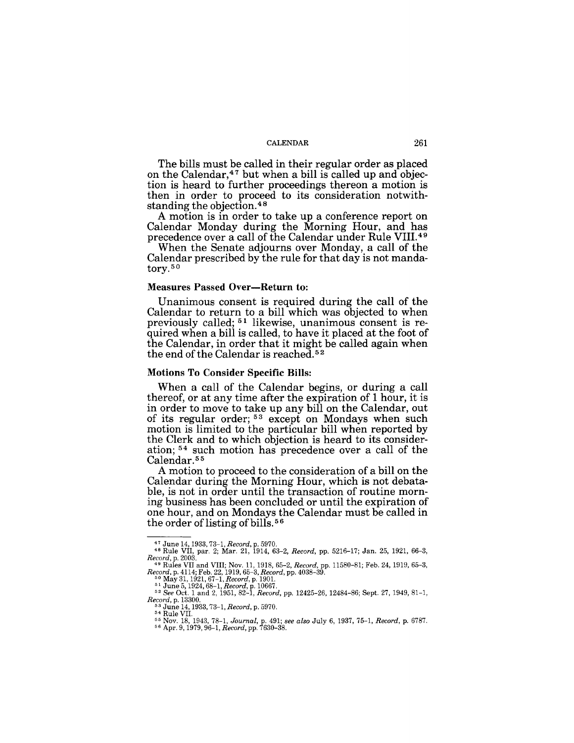The bills must be called in their regular order as placed on the Calendar,[47] but when a bill is called up and objection is heard to further proceedings thereon a motion is then in order to proceed to its consideration notwithstanding the objection.[48]

A motion is in order to take up a conference report on Calendar Monday during the Morning Hour, and has precedence over a call of the Calendar under Rule VIII.[49]

When the Senate adjourns over Monday, a call of the Calendar prescribed by the rule for that day is not mandatory.[50]

#### Measures Passed Over—Return to:

Unanimous consent is required during the call of the Calendar to return to a bill which was objected to when previously called;[51] likewise, unanimous consent is required when a bill is called, to have it placed at the foot of the Calendar, in order that it might be called again when the end of the Calendar is reached.[52]

#### Motions To Consider Specific Bills:

When a call of the Calendar begins, or during a call thereof, or at any time after the expiration of 1 hour, it is in order to move to take up any bill on the Calendar, out of its regular order;[53] except on Mondays when such motion is limited to the particular bill when reported by the Clerk and to which objection is heard to its consideration;[54] such motion has precedence over a call of the Calendar.[55]

A motion to proceed to the consideration of a bill on the Calendar during the Morning Hour, which is not debatable, is not in order until the transaction of routine morning business has been concluded or until the expiration of one hour, and on Mondays the Calendar must be called in the order of listing of bills.[56]

---

[47] June 14, 1933, 73–1, *Record*, p. 5970.

[48] Rule VII, par. 2; Mar. 21, 1914, 63–2, *Record*, pp. 5216–17; Jan. 25, 1921, 66–3, *Record*, p. 2003.

[49] Rules VII and VIII; Nov. 11, 1918, 65–2, *Record*, pp. 11580–81; Feb. 24, 1919, 65–3, *Record*, p. 4114; Feb. 22, 1919, 65–3, *Record*, pp. 4038–39.

[50] May 31, 1921, 67–1, *Record*, p. 1901.

[51] June 5, 1924, 68–1, *Record*, p. 10667.

[52] *See* Oct. 1 and 2, 1951, 82–1, *Record*, pp. 12425–26, 12484–86; Sept. 27, 1949, 81–1, *Record*, p. 13300.

[53] June 14, 1933, 73–1, *Record*, p. 5970.

[54] Rule VII.

[55] Nov. 18, 1943, 78–1, *Journal*, p. 491; *see also* July 6, 1937, 75–1, *Record*, p. 6787.

[56] Apr. 9, 1979, 96–1, *Record*, pp. 7630–38.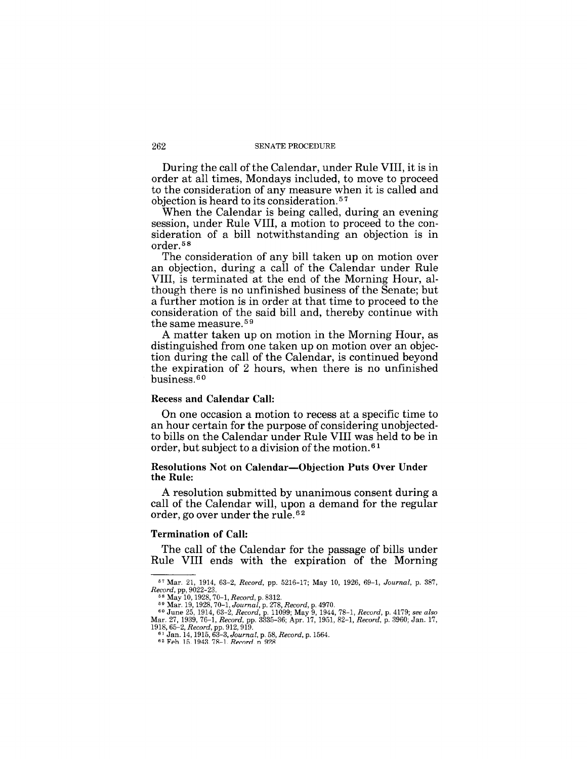During the call of the Calendar, under Rule VIII, it is in order at all times, Mondays included, to move to proceed to the consideration of any measure when it is called and objection is heard to its consideration.[57]

When the Calendar is being called, during an evening session, under Rule VIII, a motion to proceed to the consideration of a bill notwithstanding an objection is in order.[58]

The consideration of any bill taken up on motion over an objection, during a call of the Calendar under Rule VIII, is terminated at the end of the Morning Hour, although there is no unfinished business of the Senate; but a further motion is in order at that time to proceed to the consideration of the said bill and, thereby continue with the same measure.[59]

A matter taken up on motion in the Morning Hour, as distinguished from one taken up on motion over an objection during the call of the Calendar, is continued beyond the expiration of 2 hours, when there is no unfinished business.[60]

**Recess and Calendar Call:**

On one occasion a motion to recess at a specific time to an hour certain for the purpose of considering unobjected-to bills on the Calendar under Rule VIII was held to be in order, but subject to a division of the motion.[61]

**Resolutions Not on Calendar—Objection Puts Over Under the Rule:**

A resolution submitted by unanimous consent during a call of the Calendar will, upon a demand for the regular order, go over under the rule.[62]

**Termination of Call:**

The call of the Calendar for the passage of bills under Rule VIII ends with the expiration of the Morning

---

[57] Mar. 21, 1914, 63-2, *Record*, pp. 5216-17; May 10, 1926, 69-1, *Journal*, p. 387, *Record*, pp, 9022-23.

[58] May 10, 1928, 70-1, *Record*, p. 8312.

[59] Mar. 19, 1928, 70-1, *Journal*, p. 278, *Record*, p. 4970.

[60] June 25, 1914, 63-2, *Record*, p. 11099; May 9, 1944, 78-1, *Record*, p. 4179; *see also* Mar. 27, 1939, 76-1, *Record*, pp. 3335-36; Apr. 17, 1951, 82-1, *Record*, p. 3960; Jan. 17, 1918, 65-2, *Record*, pp. 912, 919.

[61] Jan. 14, 1915, 63-3, *Journal*, p. 58, *Record*, p. 1564.

[62] Feb. 15, 1943, 78-1, *Record*, p. 928.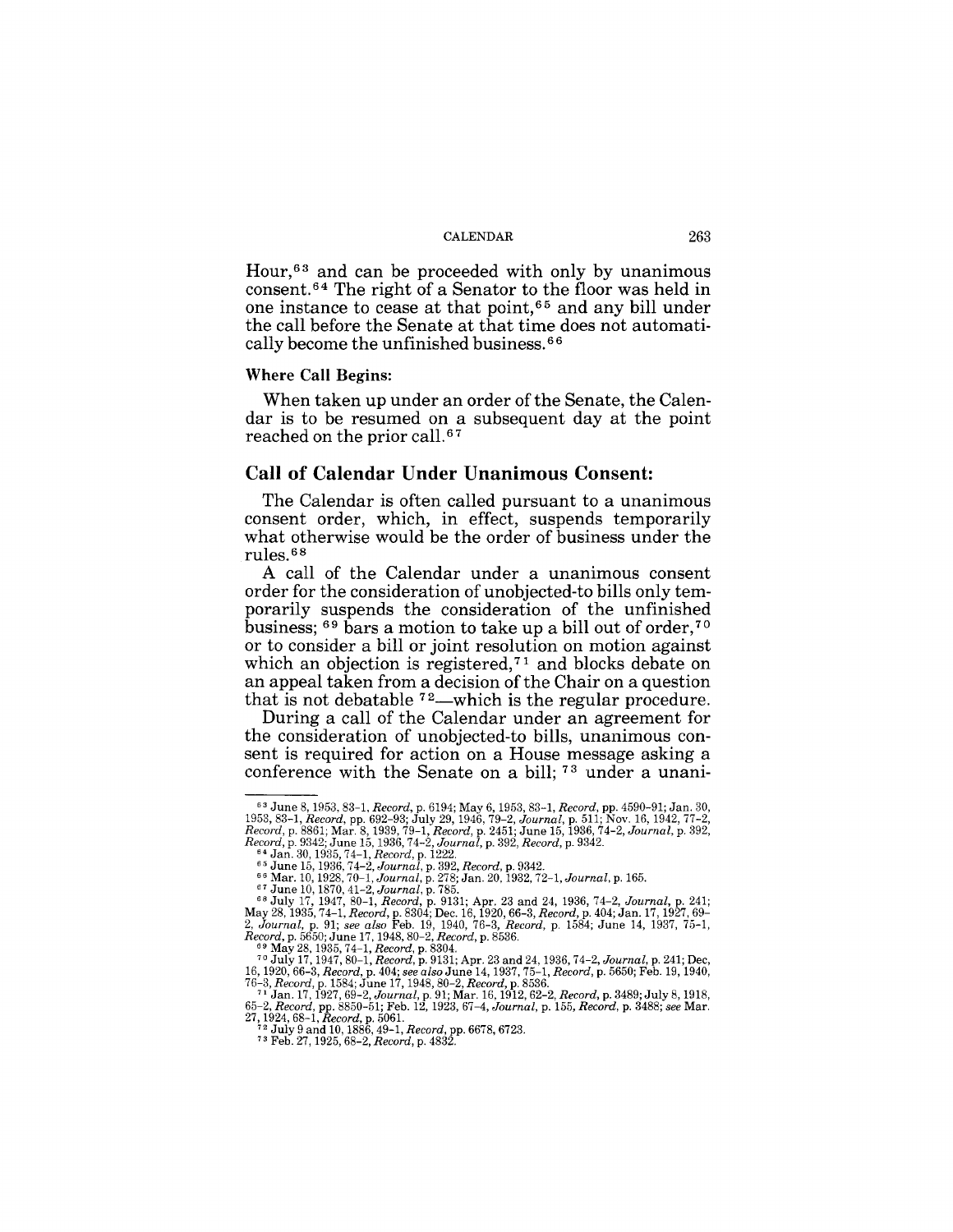Hour,[63] and can be proceeded with only by unanimous consent.[64] The right of a Senator to the floor was held in one instance to cease at that point,[65] and any bill under the call before the Senate at that time does not automatically become the unfinished business.[66]

**Where Call Begins:**

When taken up under an order of the Senate, the Calendar is to be resumed on a subsequent day at the point reached on the prior call.[67]

### Call of Calendar Under Unanimous Consent:

The Calendar is often called pursuant to a unanimous consent order, which, in effect, suspends temporarily what otherwise would be the order of business under the rules.[68]

A call of the Calendar under a unanimous consent order for the consideration of unobjected-to bills only temporarily suspends the consideration of the unfinished business; [69] bars a motion to take up a bill out of order,[70] or to consider a bill or joint resolution on motion against which an objection is registered,[71] and blocks debate on an appeal taken from a decision of the Chair on a question that is not debatable [72]—which is the regular procedure.

During a call of the Calendar under an agreement for the consideration of unobjected-to bills, unanimous consent is required for action on a House message asking a conference with the Senate on a bill; [73] under a unani-

---

[63] June 8, 1953, 83-1, *Record*, p. 6194; May 6, 1953, 83-1, *Record*, pp. 4590-91; Jan. 30, 1953, 83-1, *Record*, pp. 692-93; July 29, 1946, 79-2, *Journal*, p. 511; Nov. 16, 1942, 77-2, *Record*, p. 8861; Mar. 8, 1939, 79-1, *Record*, p. 2451; June 15, 1936, 74-2, *Journal*, p. 392, *Record*, p. 9342; June 15, 1936, 74-2, *Journal*, p. 392, *Record*, p. 9342.

[64] Jan. 30, 1935, 74-1, *Record*, p. 1222.

[65] June 15, 1936, 74-2, *Journal*, p. 392, *Record*, p. 9342.

[66] Mar. 10, 1928, 70-1, *Journal*, p. 278; Jan. 20, 1932, 72-1, *Journal*, p. 165.

[67] June 10, 1870, 41-2, *Journal*, p. 785.

[68] July 17, 1947, 80-1, *Record*, p. 9131; Apr. 23 and 24, 1936, 74-2, *Journal*, p. 241; May 28, 1935, 74-1, *Record*, p. 8304; Dec. 16, 1920, 66-3, *Record*, p. 404; Jan. 17, 1927, 69-2, *Journal*, p. 91; *see also* Feb. 19, 1940, 76-3, *Record*, p. 1584; June 14, 1937, 75-1, *Record*, p. 5650; June 17, 1948, 80-2, *Record*, p. 8536.

[69] May 28, 1935, 74-1, *Record*, p. 8304.

[70] July 17, 1947, 80-1, *Record*, p. 9131; Apr. 23 and 24, 1936, 74-2, *Journal*, p. 241; Dec, 16, 1920, 66-3, *Record*, p. 404; *see also* June 14, 1937, 75-1, *Record*, p. 5650; Feb. 19, 1940, 76-3, *Record*, p. 1584; June 17, 1948, 80-2, *Record*, p. 8536.

[71] Jan. 17, 1927, 69-2, *Journal*, p. 91; Mar. 16, 1912, 62-2, *Record*, p. 3489; July 8, 1918, 65-2, *Record*, pp. 8850-51; Feb. 12, 1923, 67-4, *Journal*, p. 155, *Record*, p. 3488; *see* Mar. 27, 1924, 68-1, *Record*, p. 5061.

[72] July 9 and 10, 1886, 49-1, *Record*, pp. 6678, 6723.

[73] Feb. 27, 1925, 68-2, *Record*, p. 4832.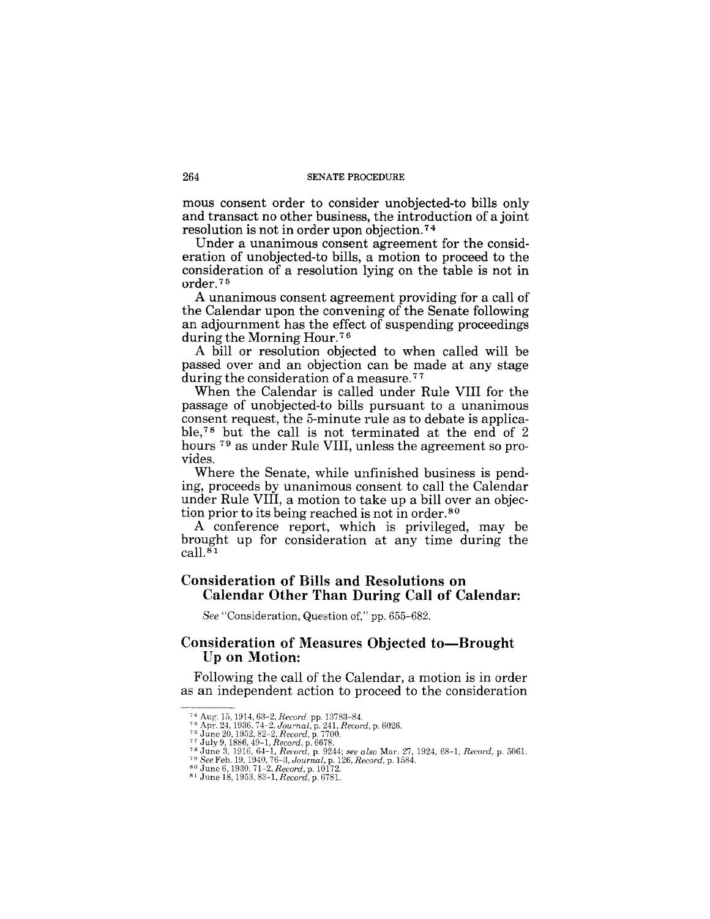mous consent order to consider unobjected-to bills only and transact no other business, the introduction of a joint resolution is not in order upon objection.[74]

Under a unanimous consent agreement for the consideration of unobjected-to bills, a motion to proceed to the consideration of a resolution lying on the table is not in order.[75]

A unanimous consent agreement providing for a call of the Calendar upon the convening of the Senate following an adjournment has the effect of suspending proceedings during the Morning Hour.[76]

A bill or resolution objected to when called will be passed over and an objection can be made at any stage during the consideration of a measure.[77]

When the Calendar is called under Rule VIII for the passage of unobjected-to bills pursuant to a unanimous consent request, the 5-minute rule as to debate is applicable,[78] but the call is not terminated at the end of 2 hours [79] as under Rule VIII, unless the agreement so provides.

Where the Senate, while unfinished business is pending, proceeds by unanimous consent to call the Calendar under Rule VIII, a motion to take up a bill over an objection prior to its being reached is not in order.[80]

A conference report, which is privileged, may be brought up for consideration at any time during the call.[81]

## Consideration of Bills and Resolutions on Calendar Other Than During Call of Calendar:

*See* "Consideration, Question of," pp. 655–682.

## Consideration of Measures Objected to—Brought Up on Motion:

Following the call of the Calendar, a motion is in order as an independent action to proceed to the consideration

---

[74] Aug. 15, 1914, 63–2, *Record*, pp. 13783–84.

[75] Apr. 24, 1936, 74–2, *Journal*, p. 241, *Record*, p. 6026.

[76] June 20, 1952, 82–2, *Record*, p. 7700.

[77] July 9, 1886, 49–1, *Record*, p. 6678.

[78] June 3, 1916, 64–1, *Record*, p. 9244; *see also* Mar. 27, 1924, 68–1, *Record*, p. 5061.

[79] *See* Feb. 19, 1940, 76–3, *Journal*, p. 126, *Record*, p. 1584.

[80] June 6, 1930, 71–2, *Record*, p. 10172.

[81] June 18, 1953, 83–1, *Record*, p. 6781.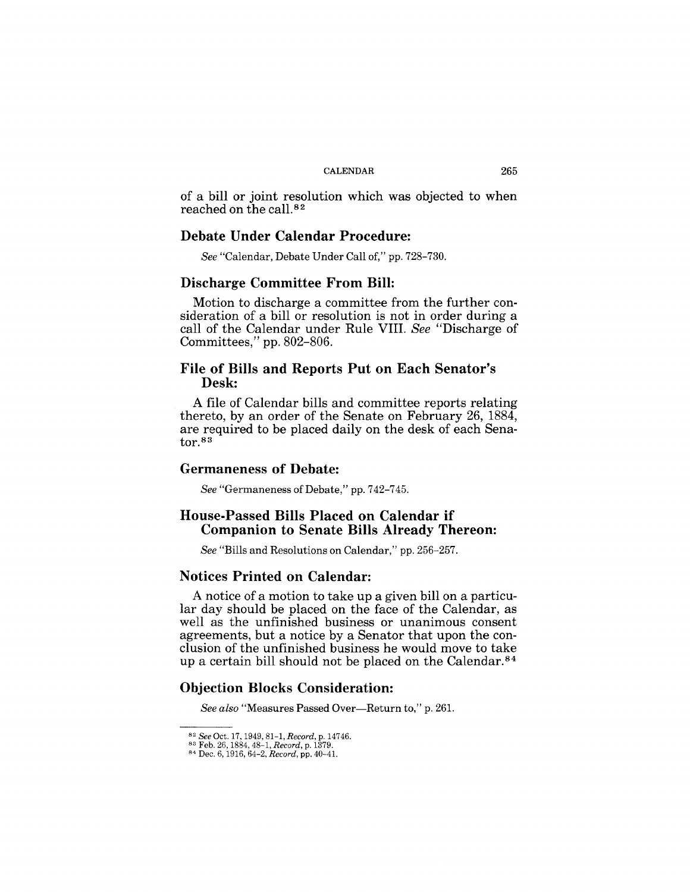of a bill or joint resolution which was objected to when reached on the call.[82]

## Debate Under Calendar Procedure:

*See* "Calendar, Debate Under Call of," pp. 728–730.

## Discharge Committee From Bill:

Motion to discharge a committee from the further consideration of a bill or resolution is not in order during a call of the Calendar under Rule VIII. *See* "Discharge of Committees," pp. 802–806.

## File of Bills and Reports Put on Each Senator's Desk:

A file of Calendar bills and committee reports relating thereto, by an order of the Senate on February 26, 1884, are required to be placed daily on the desk of each Senator.[83]

## Germaneness of Debate:

*See* "Germaneness of Debate," pp. 742–745.

## House-Passed Bills Placed on Calendar if Companion to Senate Bills Already Thereon:

*See* "Bills and Resolutions on Calendar," pp. 256–257.

## Notices Printed on Calendar:

A notice of a motion to take up a given bill on a particular day should be placed on the face of the Calendar, as well as the unfinished business or unanimous consent agreements, but a notice by a Senator that upon the conclusion of the unfinished business he would move to take up a certain bill should not be placed on the Calendar.[84]

## Objection Blocks Consideration:

*See also* "Measures Passed Over—Return to," p. 261.

---

[82] *See* Oct. 17, 1949, 81–1, *Record*, p. 14746.
[83] Feb. 26, 1884, 48–1, *Record*, p. 1379.
[84] Dec. 6, 1916, 64–2, *Record*, pp. 40–41.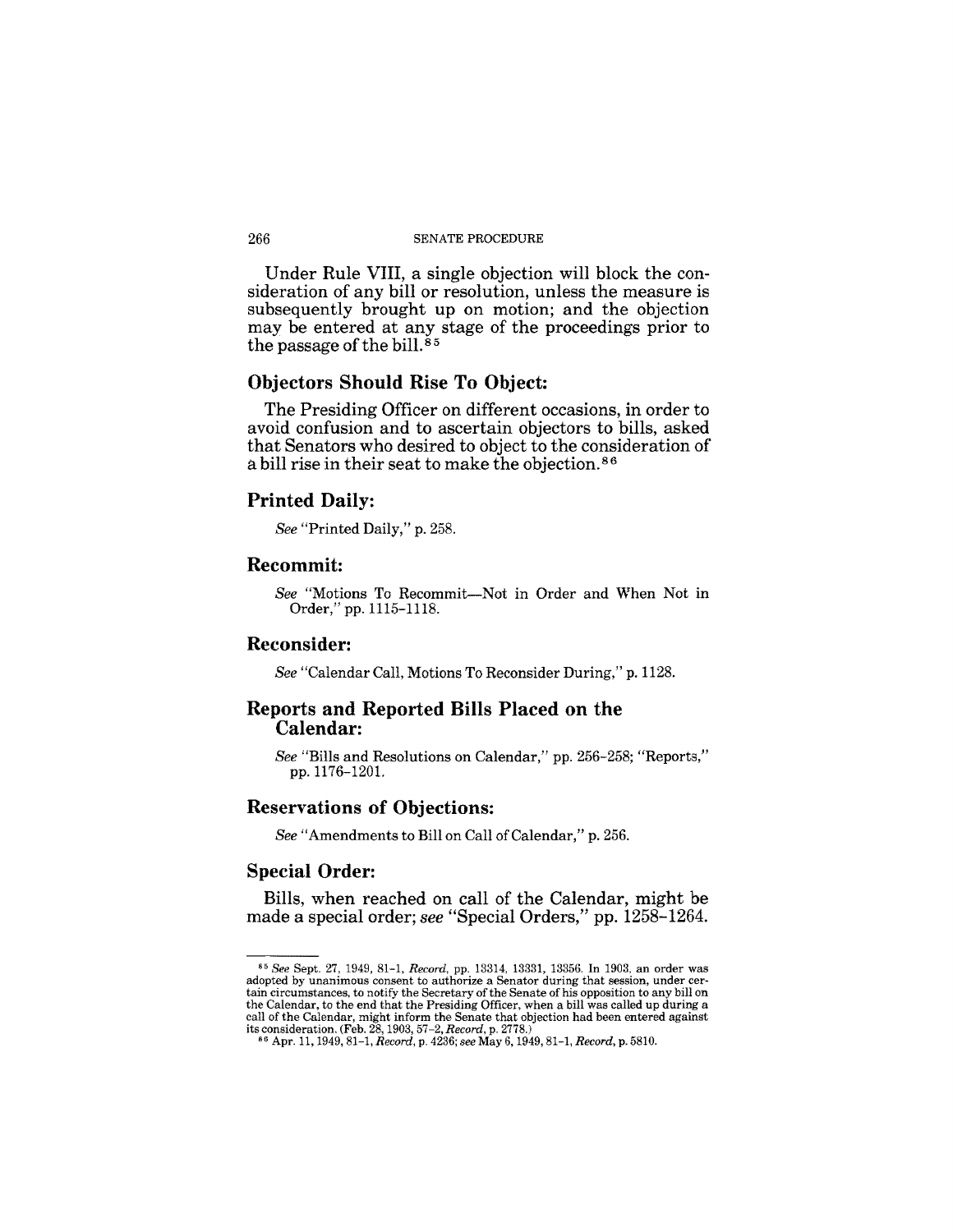Under Rule VIII, a single objection will block the consideration of any bill or resolution, unless the measure is subsequently brought up on motion; and the objection may be entered at any stage of the proceedings prior to the passage of the bill.[85]

## Objectors Should Rise To Object:

The Presiding Officer on different occasions, in order to avoid confusion and to ascertain objectors to bills, asked that Senators who desired to object to the consideration of a bill rise in their seat to make the objection.[86]

## Printed Daily:

*See* "Printed Daily," p. 258.

## Recommit:

*See* "Motions To Recommit—Not in Order and When Not in Order," pp. 1115–1118.

## Reconsider:

*See* "Calendar Call, Motions To Reconsider During," p. 1128.

## Reports and Reported Bills Placed on the Calendar:

*See* "Bills and Resolutions on Calendar," pp. 256–258; "Reports," pp. 1176–1201.

## Reservations of Objections:

*See* "Amendments to Bill on Call of Calendar," p. 256.

## Special Order:

Bills, when reached on call of the Calendar, might be made a special order; *see* "Special Orders," pp. 1258–1264.

---

[85] *See* Sept. 27, 1949, 81–1, *Record*, pp. 13314, 13331, 13356. In 1903, an order was adopted by unanimous consent to authorize a Senator during that session, under certain circumstances, to notify the Secretary of the Senate of his opposition to any bill on the Calendar, to the end that the Presiding Officer, when a bill was called up during a call of the Calendar, might inform the Senate that objection had been entered against its consideration. (Feb. 28, 1903, 57–2, *Record*, p. 2778.)

[86] Apr. 11, 1949, 81–1, *Record*, p. 4236; *see* May 6, 1949, 81–1, *Record*, p. 5810.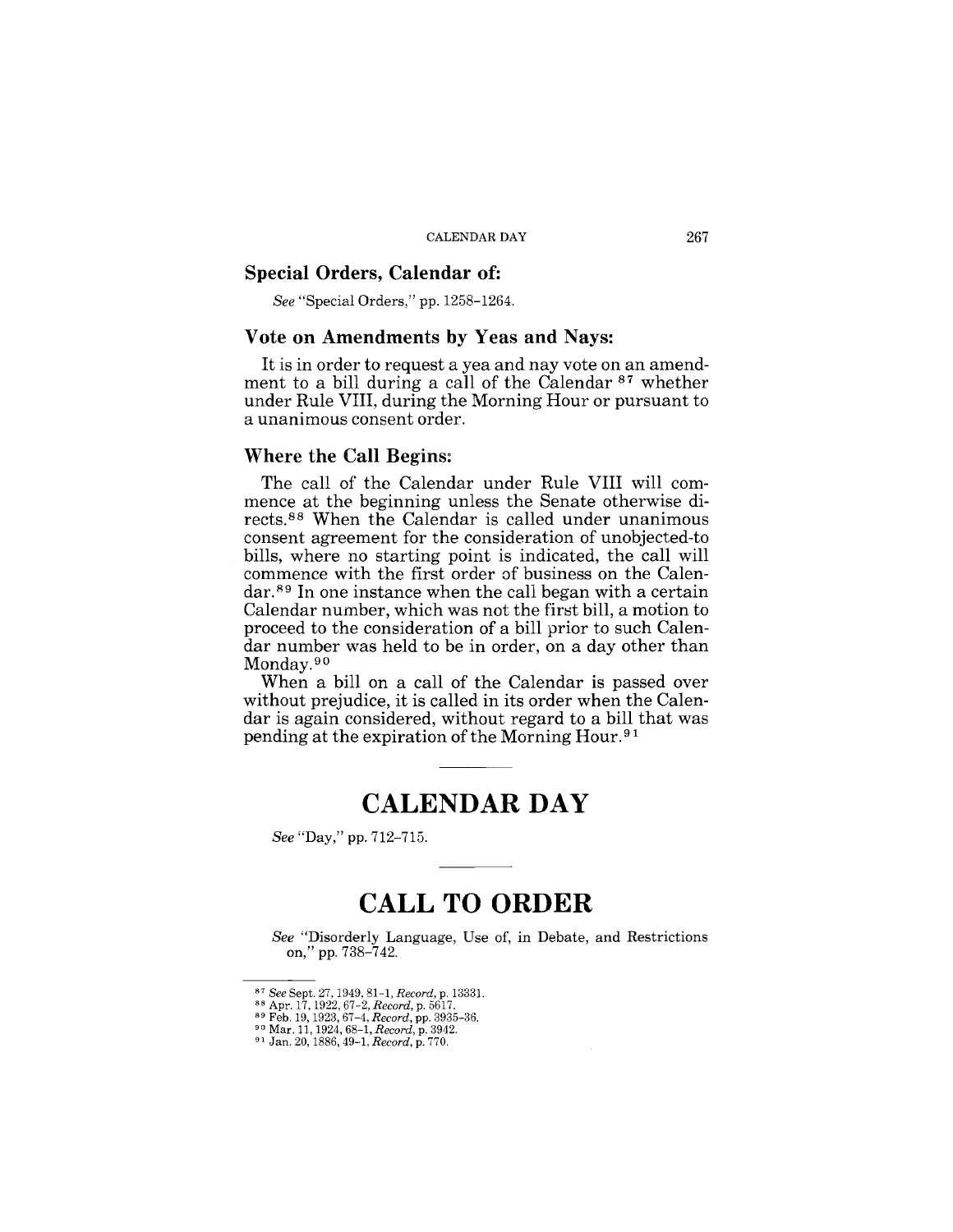### Special Orders, Calendar of:

*See* "Special Orders," pp. 1258–1264.

### Vote on Amendments by Yeas and Nays:

It is in order to request a yea and nay vote on an amendment to a bill during a call of the Calendar [87] whether under Rule VIII, during the Morning Hour or pursuant to a unanimous consent order.

### Where the Call Begins:

The call of the Calendar under Rule VIII will commence at the beginning unless the Senate otherwise directs.[88] When the Calendar is called under unanimous consent agreement for the consideration of unobjected-to bills, where no starting point is indicated, the call will commence with the first order of business on the Calendar.[89] In one instance when the call began with a certain Calendar number, which was not the first bill, a motion to proceed to the consideration of a bill prior to such Calendar number was held to be in order, on a day other than Monday.[90]

When a bill on a call of the Calendar is passed over without prejudice, it is called in its order when the Calendar is again considered, without regard to a bill that was pending at the expiration of the Morning Hour.[91]

---

# CALENDAR DAY

*See* "Day," pp. 712–715.

---

# CALL TO ORDER

*See* "Disorderly Language, Use of, in Debate, and Restrictions on," pp. 738–742.

---

[87] *See* Sept. 27, 1949, 81-1, *Record*, p. 13331.
[88] Apr. 17, 1922, 67-2, *Record*, p. 5617.
[89] Feb. 19, 1923, 67-4, *Record*, pp. 3935–36.
[90] Mar. 11, 1924, 68-1, *Record*, p. 3942.
[91] Jan. 20, 1886, 49-1, *Record*, p. 770.